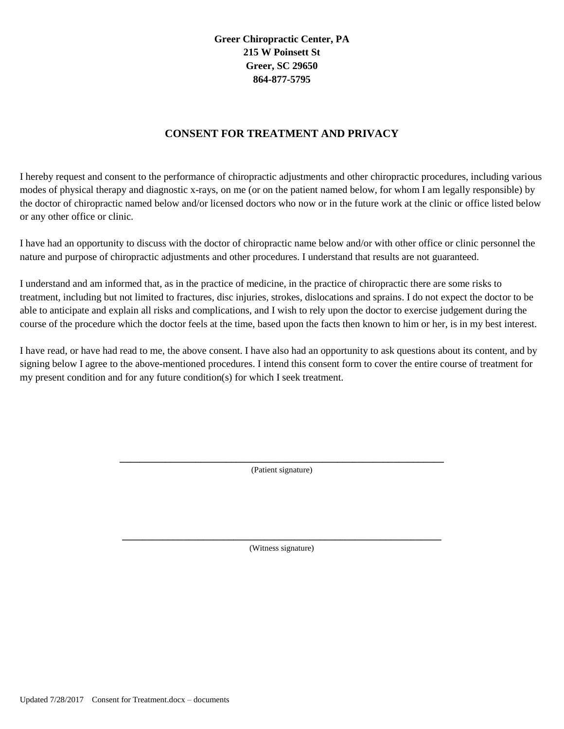**Greer Chiropractic Center, PA**
**215 W Poinsett St**
**Greer, SC 29650**
**864-877-5795**

## CONSENT FOR TREATMENT AND PRIVACY

I hereby request and consent to the performance of chiropractic adjustments and other chiropractic procedures, including various modes of physical therapy and diagnostic x-rays, on me (or on the patient named below, for whom I am legally responsible) by the doctor of chiropractic named below and/or licensed doctors who now or in the future work at the clinic or office listed below or any other office or clinic.

I have had an opportunity to discuss with the doctor of chiropractic name below and/or with other office or clinic personnel the nature and purpose of chiropractic adjustments and other procedures. I understand that results are not guaranteed.

I understand and am informed that, as in the practice of medicine, in the practice of chiropractic there are some risks to treatment, including but not limited to fractures, disc injuries, strokes, dislocations and sprains. I do not expect the doctor to be able to anticipate and explain all risks and complications, and I wish to rely upon the doctor to exercise judgement during the course of the procedure which the doctor feels at the time, based upon the facts then known to him or her, is in my best interest.

I have read, or have had read to me, the above consent. I have also had an opportunity to ask questions about its content, and by signing below I agree to the above-mentioned procedures. I intend this consent form to cover the entire course of treatment for my present condition and for any future condition(s) for which I seek treatment.

\_\_\_\_\_\_\_\_\_\_\_\_\_\_\_\_\_\_\_\_\_\_\_\_\_\_\_\_\_\_\_\_\_\_\_\_\_\_\_\_\_\_\_\_\_\_\_\_\_\_\_\_
(Patient signature)

\_\_\_\_\_\_\_\_\_\_\_\_\_\_\_\_\_\_\_\_\_\_\_\_\_\_\_\_\_\_\_\_\_\_\_\_\_\_\_\_\_\_\_\_\_\_\_\_\_\_\_\_
(Witness signature)

Updated 7/28/2017 Consent for Treatment.docx – documents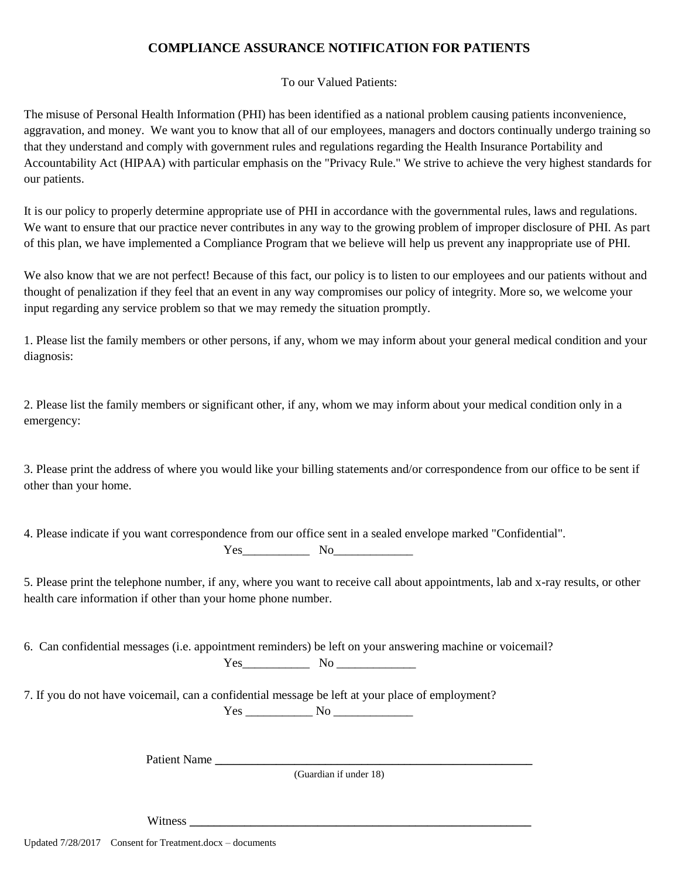## COMPLIANCE ASSURANCE NOTIFICATION FOR PATIENTS

To our Valued Patients:

The misuse of Personal Health Information (PHI) has been identified as a national problem causing patients inconvenience, aggravation, and money. We want you to know that all of our employees, managers and doctors continually undergo training so that they understand and comply with government rules and regulations regarding the Health Insurance Portability and Accountability Act (HIPAA) with particular emphasis on the "Privacy Rule." We strive to achieve the very highest standards for our patients.

It is our policy to properly determine appropriate use of PHI in accordance with the governmental rules, laws and regulations. We want to ensure that our practice never contributes in any way to the growing problem of improper disclosure of PHI. As part of this plan, we have implemented a Compliance Program that we believe will help us prevent any inappropriate use of PHI.

We also know that we are not perfect! Because of this fact, our policy is to listen to our employees and our patients without and thought of penalization if they feel that an event in any way compromises our policy of integrity. More so, we welcome your input regarding any service problem so that we may remedy the situation promptly.

1. Please list the family members or other persons, if any, whom we may inform about your general medical condition and your diagnosis:

2. Please list the family members or significant other, if any, whom we may inform about your medical condition only in a emergency:

3. Please print the address of where you would like your billing statements and/or correspondence from our office to be sent if other than your home.

4. Please indicate if you want correspondence from our office sent in a sealed envelope marked "Confidential".
   Yes___________ No_____________

5. Please print the telephone number, if any, where you want to receive call about appointments, lab and x-ray results, or other health care information if other than your home phone number.

6. Can confidential messages (i.e. appointment reminders) be left on your answering machine or voicemail?
   Yes___________ No _____________

7. If you do not have voicemail, can a confidential message be left at your place of employment?
   Yes ___________ No _____________

Patient Name ______________________________________________________
(Guardian if under 18)

Witness __________________________________________________________

Updated 7/28/2017 Consent for Treatment.docx – documents